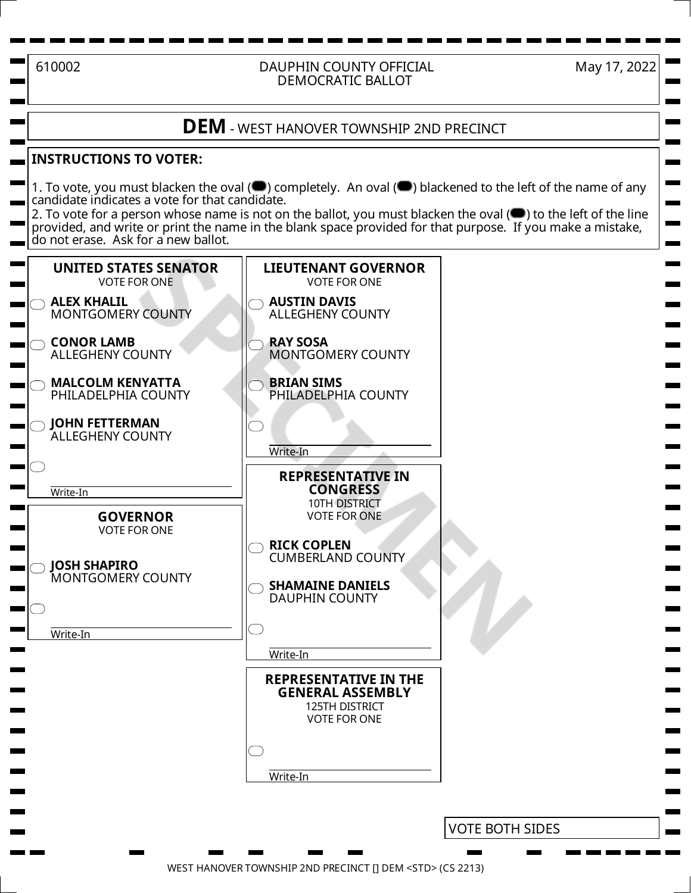610002

DAUPHIN COUNTY OFFICIAL
DEMOCRATIC BALLOT

May 17, 2022

# DEM - WEST HANOVER TOWNSHIP 2ND PRECINCT

**INSTRUCTIONS TO VOTER:**

1. To vote, you must blacken the oval (⬬) completely. An oval (⬬) blackened to the left of the name of any candidate indicates a vote for that candidate.
2. To vote for a person whose name is not on the ballot, you must blacken the oval (⬬) to the left of the line provided, and write or print the name in the blank space provided for that purpose. If you make a mistake, do not erase. Ask for a new ballot.

## UNITED STATES SENATOR
VOTE FOR ONE

- ⬭ **ALEX KHALIL** MONTGOMERY COUNTY
- ⬭ **CONOR LAMB** ALLEGHENY COUNTY
- ⬭ **MALCOLM KENYATTA** PHILADELPHIA COUNTY
- ⬭ **JOHN FETTERMAN** ALLEGHENY COUNTY
- ⬭ ______________ Write-In

## GOVERNOR
VOTE FOR ONE

- ⬭ **JOSH SHAPIRO** MONTGOMERY COUNTY
- ⬭ ______________ Write-In

## LIEUTENANT GOVERNOR
VOTE FOR ONE

- ⬭ **AUSTIN DAVIS** ALLEGHENY COUNTY
- ⬭ **RAY SOSA** MONTGOMERY COUNTY
- ⬭ **BRIAN SIMS** PHILADELPHIA COUNTY
- ⬭ ______________ Write-In

## REPRESENTATIVE IN CONGRESS
10TH DISTRICT
VOTE FOR ONE

- ⬭ **RICK COPLEN** CUMBERLAND COUNTY
- ⬭ **SHAMAINE DANIELS** DAUPHIN COUNTY
- ⬭ ______________ Write-In

## REPRESENTATIVE IN THE GENERAL ASSEMBLY
125TH DISTRICT
VOTE FOR ONE

- ⬭ ______________ Write-In

VOTE BOTH SIDES

WEST HANOVER TOWNSHIP 2ND PRECINCT [] DEM <STD> (CS 2213)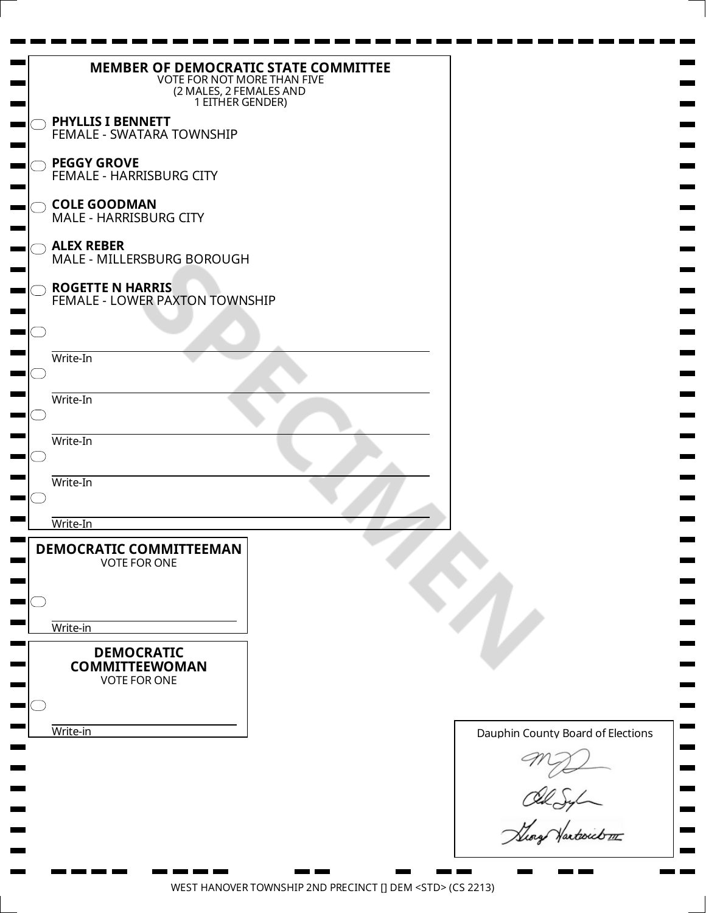## MEMBER OF DEMOCRATIC STATE COMMITTEE

VOTE FOR NOT MORE THAN FIVE
(2 MALES, 2 FEMALES AND
1 EITHER GENDER)

- **PHYLLIS I BENNETT**
  FEMALE - SWATARA TOWNSHIP
- **PEGGY GROVE**
  FEMALE - HARRISBURG CITY
- **COLE GOODMAN**
  MALE - HARRISBURG CITY
- **ALEX REBER**
  MALE - MILLERSBURG BOROUGH
- **ROGETTE N HARRIS**
  FEMALE - LOWER PAXTON TOWNSHIP
- Write-In
- Write-In
- Write-In
- Write-In
- Write-In

## DEMOCRATIC COMMITTEEMAN

VOTE FOR ONE

- Write-in

## DEMOCRATIC COMMITTEEWOMAN

VOTE FOR ONE

- Write-in

SPECIMEN

Dauphin County Board of Elections

WEST HANOVER TOWNSHIP 2ND PRECINCT [] DEM <STD> (CS 2213)